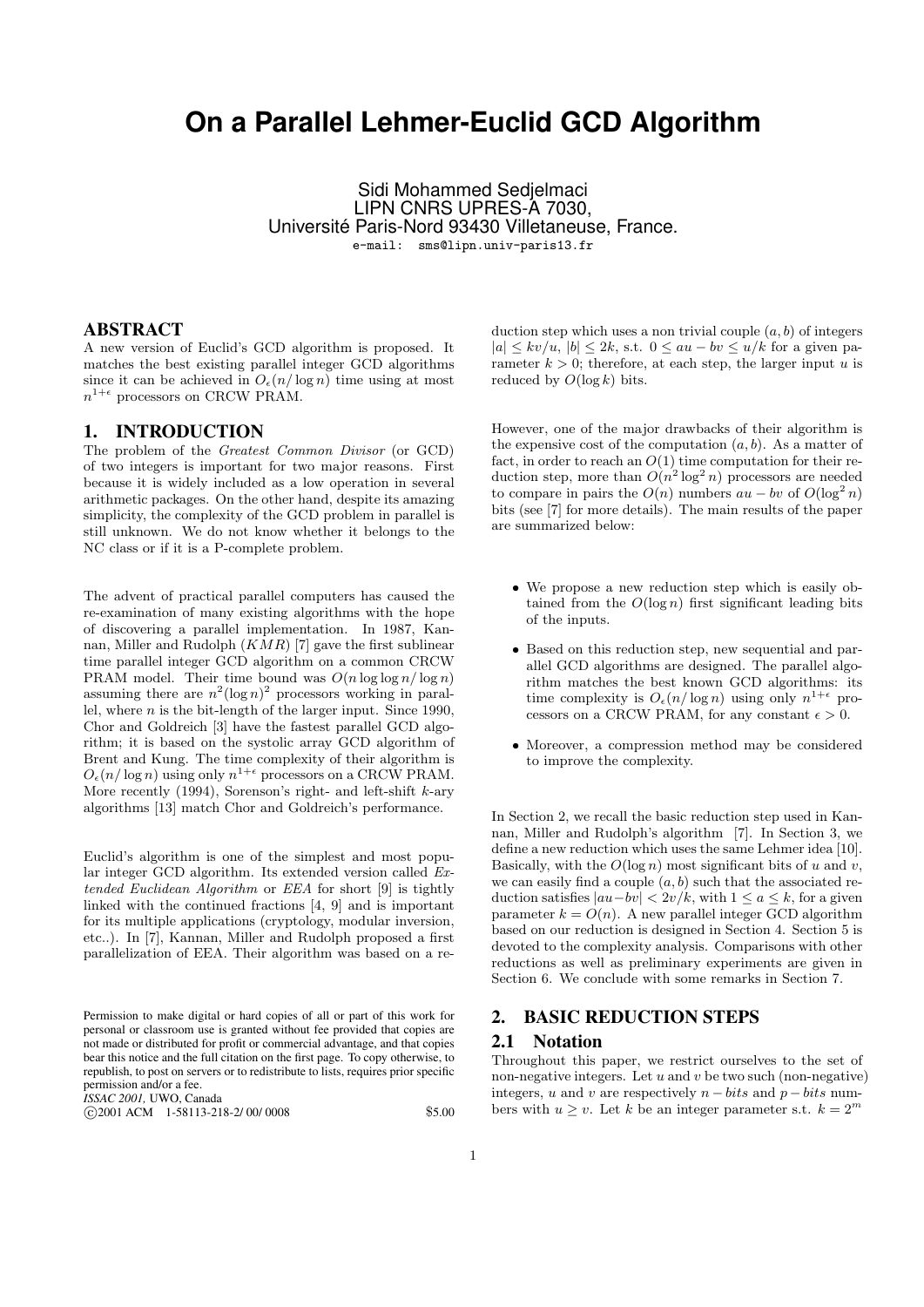# On a Parallel Lehmer-Euclid GCD Algorithm

Sidi Mohammed Sedjelmaci
LIPN CNRS UPRES-A 7030,
Université Paris-Nord 93430 Villetaneuse, France.
e-mail: sms@lipn.univ-paris13.fr

## ABSTRACT

A new version of Euclid's GCD algorithm is proposed. It matches the best existing parallel integer GCD algorithms since it can be achieved in $O_\epsilon(n/\log n)$ time using at most $n^{1+\epsilon}$ processors on CRCW PRAM.

## 1. INTRODUCTION

The problem of the *Greatest Common Divisor* (or GCD) of two integers is important for two major reasons. First because it is widely included as a low operation in several arithmetic packages. On the other hand, despite its amazing simplicity, the complexity of the GCD problem in parallel is still unknown. We do not know whether it belongs to the NC class or if it is a P-complete problem.

The advent of practical parallel computers has caused the re-examination of many existing algorithms with the hope of discovering a parallel implementation. In 1987, Kannan, Miller and Rudolph ($KMR$) [7] gave the first sublinear time parallel integer GCD algorithm on a common CRCW PRAM model. Their time bound was $O(n \log\log n/\log n)$ assuming there are $n^2(\log n)^2$ processors working in parallel, where $n$ is the bit-length of the larger input. Since 1990, Chor and Goldreich [3] have the fastest parallel GCD algorithm; it is based on the systolic array GCD algorithm of Brent and Kung. The time complexity of their algorithm is $O_\epsilon(n/\log n)$ using only $n^{1+\epsilon}$ processors on a CRCW PRAM. More recently (1994), Sorenson's right- and left-shift $k$-ary algorithms [13] match Chor and Goldreich's performance.

Euclid's algorithm is one of the simplest and most popular integer GCD algorithm. Its extended version called *Extended Euclidean Algorithm* or *EEA* for short [9] is tightly linked with the continued fractions [4, 9] and is important for its multiple applications (cryptology, modular inversion, etc..). In [7], Kannan, Miller and Rudolph proposed a first parallelization of EEA. Their algorithm was based on a reduction step which uses a non trivial couple $(a, b)$ of integers $|a| \leq kv/u$, $|b| \leq 2k$, s.t. $0 \leq au - bv \leq u/k$ for a given parameter $k > 0$; therefore, at each step, the larger input $u$ is reduced by $O(\log k)$ bits.

However, one of the major drawbacks of their algorithm is the expensive cost of the computation $(a, b)$. As a matter of fact, in order to reach an $O(1)$ time computation for their reduction step, more than $O(n^2 \log^2 n)$ processors are needed to compare in pairs the $O(n)$ numbers $au - bv$ of $O(\log^2 n)$ bits (see [7] for more details). The main results of the paper are summarized below:

- We propose a new reduction step which is easily obtained from the $O(\log n)$ first significant leading bits of the inputs.
- Based on this reduction step, new sequential and parallel GCD algorithms are designed. The parallel algorithm matches the best known GCD algorithms: its time complexity is $O_\epsilon(n/\log n)$ using only $n^{1+\epsilon}$ processors on a CRCW PRAM, for any constant $\epsilon > 0$.
- Moreover, a compression method may be considered to improve the complexity.

In Section 2, we recall the basic reduction step used in Kannan, Miller and Rudolph's algorithm [7]. In Section 3, we define a new reduction which uses the same Lehmer idea [10]. Basically, with the $O(\log n)$ most significant bits of $u$ and $v$, we can easily find a couple $(a, b)$ such that the associated reduction satisfies $|au - bv| < 2v/k$, with $1 \leq a \leq k$, for a given parameter $k = O(n)$. A new parallel integer GCD algorithm based on our reduction is designed in Section 4. Section 5 is devoted to the complexity analysis. Comparisons with other reductions as well as preliminary experiments are given in Section 6. We conclude with some remarks in Section 7.

Permission to make digital or hard copies of all or part of this work for personal or classroom use is granted without fee provided that copies are not made or distributed for profit or commercial advantage, and that copies bear this notice and the full citation on the first page. To copy otherwise, to republish, to post on servers or to redistribute to lists, requires prior specific permission and/or a fee.
*ISSAC 2001,* UWO, Canada
©2001 ACM 1-58113-218-2/ 00/ 0008 $5.00

## 2. BASIC REDUCTION STEPS

### 2.1 Notation

Throughout this paper, we restrict ourselves to the set of non-negative integers. Let $u$ and $v$ be two such (non-negative) integers, $u$ and $v$ are respectively $n-bits$ and $p-bits$ numbers with $u \geq v$. Let $k$ be an integer parameter s.t. $k = 2^m$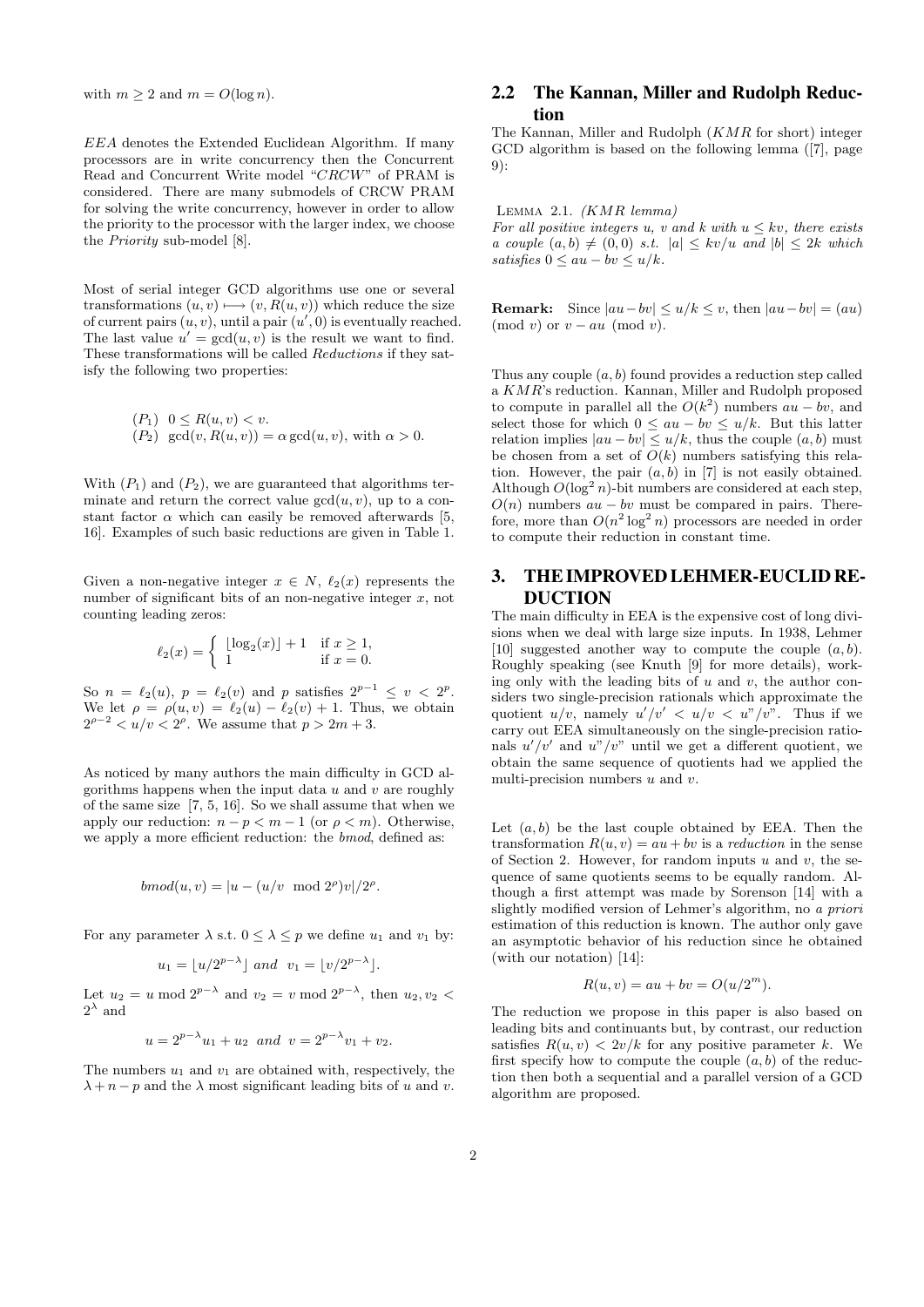with $m \geq 2$ and $m = O(\log n)$.

*EEA* denotes the Extended Euclidean Algorithm. If many processors are in write concurrency then the Concurrent Read and Concurrent Write model "*CRCW*" of PRAM is considered. There are many submodels of CRCW PRAM for solving the write concurrency, however in order to allow the priority to the processor with the larger index, we choose the *Priority* sub-model [8].

Most of serial integer GCD algorithms use one or several transformations $(u, v) \longmapsto (v, R(u, v))$ which reduce the size of current pairs $(u, v)$, until a pair $(u', 0)$ is eventually reached. The last value $u' = \gcd(u, v)$ is the result we want to find. These transformations will be called *Reductions* if they satisfy the following two properties:

$(P_1)$ $0 \leq R(u, v) < v$.
$(P_2)$ $\gcd(v, R(u, v)) = \alpha \gcd(u, v)$, with $\alpha > 0$.

With $(P_1)$ and $(P_2)$, we are guaranteed that algorithms terminate and return the correct value $\gcd(u, v)$, up to a constant factor $\alpha$ which can easily be removed afterwards [5, 16]. Examples of such basic reductions are given in Table 1.

Given a non-negative integer $x \in N$, $\ell_2(x)$ represents the number of significant bits of an non-negative integer $x$, not counting leading zeros:

$$\ell_2(x) = \begin{cases} \lfloor \log_2(x) \rfloor + 1 & \text{if } x \geq 1, \\ 1 & \text{if } x = 0. \end{cases}$$

So $n = \ell_2(u)$, $p = \ell_2(v)$ and $p$ satisfies $2^{p-1} \leq v < 2^p$. We let $\rho = \rho(u, v) = \ell_2(u) - \ell_2(v) + 1$. Thus, we obtain $2^{\rho-2} < u/v < 2^\rho$. We assume that $p > 2m + 3$.

As noticed by many authors the main difficulty in GCD algorithms happens when the input data $u$ and $v$ are roughly of the same size [7, 5, 16]. So we shall assume that when we apply our reduction: $n - p < m - 1$ (or $\rho < m$). Otherwise, we apply a more efficient reduction: the *bmod*, defined as:

$$bmod(u, v) = |u - (u/v \mod 2^\rho)v|/2^\rho.$$

For any parameter $\lambda$ s.t. $0 \leq \lambda \leq p$ we define $u_1$ and $v_1$ by:

$$u_1 = \lfloor u/2^{p-\lambda} \rfloor \text{ and } v_1 = \lfloor v/2^{p-\lambda} \rfloor.$$

Let $u_2 = u \bmod 2^{p-\lambda}$ and $v_2 = v \bmod 2^{p-\lambda}$, then $u_2, v_2 < 2^\lambda$ and

$$u = 2^{p-\lambda} u_1 + u_2 \text{ and } v = 2^{p-\lambda} v_1 + v_2.$$

The numbers $u_1$ and $v_1$ are obtained with, respectively, the $\lambda + n - p$ and the $\lambda$ most significant leading bits of $u$ and $v$.

## 2.2 The Kannan, Miller and Rudolph Reduction

The Kannan, Miller and Rudolph (*KMR* for short) integer GCD algorithm is based on the following lemma ([7], page 9):

LEMMA 2.1. *(KMR lemma)*
*For all positive integers $u$, $v$ and $k$ with $u \leq kv$, there exists a couple $(a, b) \neq (0, 0)$ s.t. $|a| \leq kv/u$ and $|b| \leq 2k$ which satisfies $0 \leq au - bv \leq u/k$.*

**Remark:** Since $|au - bv| \leq u/k \leq v$, then $|au - bv| = (au) \pmod v$ or $v - au \pmod v$.

Thus any couple $(a, b)$ found provides a reduction step called a *KMR*'s reduction. Kannan, Miller and Rudolph proposed to compute in parallel all the $O(k^2)$ numbers $au - bv$, and select those for which $0 \leq au - bv \leq u/k$. But this latter relation implies $|au - bv| \leq u/k$, thus the couple $(a, b)$ must be chosen from a set of $O(k)$ numbers satisfying this relation. However, the pair $(a, b)$ in [7] is not easily obtained. Although $O(\log^2 n)$-bit numbers are considered at each step, $O(n)$ numbers $au - bv$ must be compared in pairs. Therefore, more than $O(n^2 \log^2 n)$ processors are needed in order to compute their reduction in constant time.

# 3. THE IMPROVED LEHMER-EUCLID REDUCTION

The main difficulty in EEA is the expensive cost of long divisions when we deal with large size inputs. In 1938, Lehmer [10] suggested another way to compute the couple $(a, b)$. Roughly speaking (see Knuth [9] for more details), working only with the leading bits of $u$ and $v$, the author considers two single-precision rationals which approximate the quotient $u/v$, namely $u'/v' < u/v < u"/v"$. Thus if we carry out EEA simultaneously on the single-precision rationals $u'/v'$ and $u"/v"$ until we get a different quotient, we obtain the same sequence of quotients had we applied the multi-precision numbers $u$ and $v$.

Let $(a, b)$ be the last couple obtained by EEA. Then the transformation $R(u, v) = au + bv$ is a *reduction* in the sense of Section 2. However, for random inputs $u$ and $v$, the sequence of same quotients seems to be equally random. Although a first attempt was made by Sorenson [14] with a slightly modified version of Lehmer's algorithm, no *a priori* estimation of this reduction is known. The author only gave an asymptotic behavior of his reduction since he obtained (with our notation) [14]:

$$R(u, v) = au + bv = O(u/2^m).$$

The reduction we propose in this paper is also based on leading bits and continuants but, by contrast, our reduction satisfies $R(u, v) < 2v/k$ for any positive parameter $k$. We first specify how to compute the couple $(a, b)$ of the reduction then both a sequential and a parallel version of a GCD algorithm are proposed.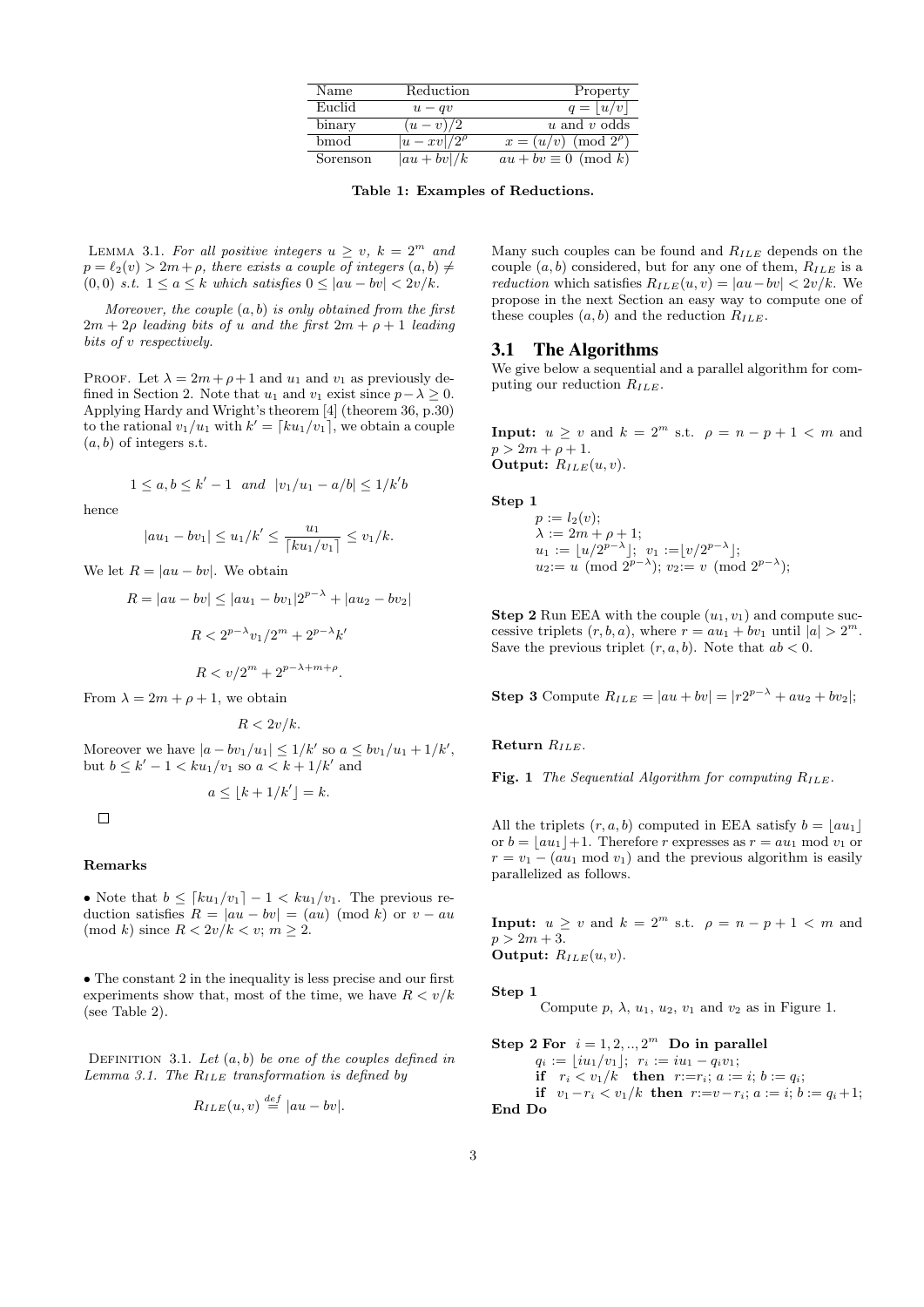| Name | Reduction | Property |
|---|---|---|
| Euclid | $u - qv$ | $q = \lfloor u/v \rfloor$ |
| binary | $(u - v)/2$ | $u$ and $v$ odds |
| bmod | $\|u - xv\|/2^p$ | $x = (u/v) \pmod{2^p}$ |
| Sorenson | $\|au + bv\|/k$ | $au + bv \equiv 0 \pmod{k}$ |

**Table 1: Examples of Reductions.**

LEMMA 3.1. *For all positive integers $u \geq v$, $k = 2^m$ and $p = \ell_2(v) > 2m + \rho$, there exists a couple of integers $(a, b) \neq (0, 0)$ s.t. $1 \leq a \leq k$ which satisfies $0 \leq |au - bv| < 2v/k$.*

*Moreover, the couple $(a, b)$ is only obtained from the first $2m + 2\rho$ leading bits of $u$ and the first $2m + \rho + 1$ leading bits of $v$ respectively.*

PROOF. Let $\lambda = 2m + \rho + 1$ and $u_1$ and $v_1$ as previously defined in Section 2. Note that $u_1$ and $v_1$ exist since $p - \lambda \geq 0$. Applying Hardy and Wright's theorem [4] (theorem 36, p.30) to the rational $v_1/u_1$ with $k' = \lceil ku_1/v_1 \rceil$, we obtain a couple $(a, b)$ of integers s.t.

$$1 \leq a, b \leq k' - 1 \quad and \quad |v_1/u_1 - a/b| \leq 1/k'b$$

hence

$$|au_1 - bv_1| \leq u_1/k' \leq \frac{u_1}{\lceil ku_1/v_1 \rceil} \leq v_1/k.$$

We let $R = |au - bv|$. We obtain

$$R = |au - bv| \leq |au_1 - bv_1| 2^{p-\lambda} + |au_2 - bv_2|$$

$$R < 2^{p-\lambda} v_1/2^m + 2^{p-\lambda} k'$$

$$R < v/2^m + 2^{p-\lambda+m+\rho}.$$

From $\lambda = 2m + \rho + 1$, we obtain

$$R < 2v/k.$$

Moreover we have $|a - bv_1/u_1| \leq 1/k'$ so $a \leq bv_1/u_1 + 1/k'$, but $b \leq k' - 1 < ku_1/v_1$ so $a < k + 1/k'$ and

$$a \leq \lfloor k + 1/k' \rfloor = k.$$

□

**Remarks**

• Note that $b \leq \lceil ku_1/v_1 \rceil - 1 < ku_1/v_1$. The previous reduction satisfies $R = |au - bv| = (au) \pmod{k}$ or $v - au \pmod{k}$ since $R < 2v/k < v$; $m \geq 2$.

• The constant 2 in the inequality is less precise and our first experiments show that, most of the time, we have $R < v/k$ (see Table 2).

DEFINITION 3.1. *Let $(a, b)$ be one of the couples defined in Lemma 3.1. The $R_{ILE}$ transformation is defined by*

$$R_{ILE}(u, v) \stackrel{def}{=} |au - bv|.$$

Many such couples can be found and $R_{ILE}$ depends on the couple $(a, b)$ considered, but for any one of them, $R_{ILE}$ is a *reduction* which satisfies $R_{ILE}(u, v) = |au - bv| < 2v/k$. We propose in the next Section an easy way to compute one of these couples $(a, b)$ and the reduction $R_{ILE}$.

## 3.1 The Algorithms

We give below a sequential and a parallel algorithm for computing our reduction $R_{ILE}$.

**Input:** $u \geq v$ and $k = 2^m$ s.t. $\rho = n - p + 1 < m$ and $p > 2m + \rho + 1$.
**Output:** $R_{ILE}(u, v)$.

**Step 1**
$p := l_2(v)$;
$\lambda := 2m + \rho + 1$;
$u_1 := \lfloor u/2^{p-\lambda} \rfloor$; $v_1 := \lfloor v/2^{p-\lambda} \rfloor$;
$u_2 := u \pmod{2^{p-\lambda}}$; $v_2 := v \pmod{2^{p-\lambda}}$;

**Step 2** Run EEA with the couple $(u_1, v_1)$ and compute successive triplets $(r, b, a)$, where $r = au_1 + bv_1$ until $|a| > 2^m$. Save the previous triplet $(r, a, b)$. Note that $ab < 0$.

**Step 3** Compute $R_{ILE} = |au + bv| = |r2^{p-\lambda} + au_2 + bv_2|$;

**Return** $R_{ILE}$.

**Fig. 1** *The Sequential Algorithm for computing $R_{ILE}$.*

All the triplets $(r, a, b)$ computed in EEA satisfy $b = \lfloor au_1 \rfloor$ or $b = \lfloor au_1 \rfloor + 1$. Therefore $r$ expresses as $r = au_1 \bmod v_1$ or $r = v_1 - (au_1 \bmod v_1)$ and the previous algorithm is easily parallelized as follows.

**Input:** $u \geq v$ and $k = 2^m$ s.t. $\rho = n - p + 1 < m$ and $p > 2m + 3$.
**Output:** $R_{ILE}(u, v)$.

**Step 1**
Compute $p$, $\lambda$, $u_1$, $u_2$, $v_1$ and $v_2$ as in Figure 1.

**Step 2 For** $i = 1, 2, .., 2^m$ **Do in parallel**
$q_i := \lfloor iu_1/v_1 \rfloor$; $r_i := iu_1 - q_i v_1$;
**if** $r_i < v_1/k$ **then** $r := r_i$; $a := i$; $b := q_i$;
**if** $v_1 - r_i < v_1/k$ **then** $r := v - r_i$; $a := i$; $b := q_i + 1$;
**End Do**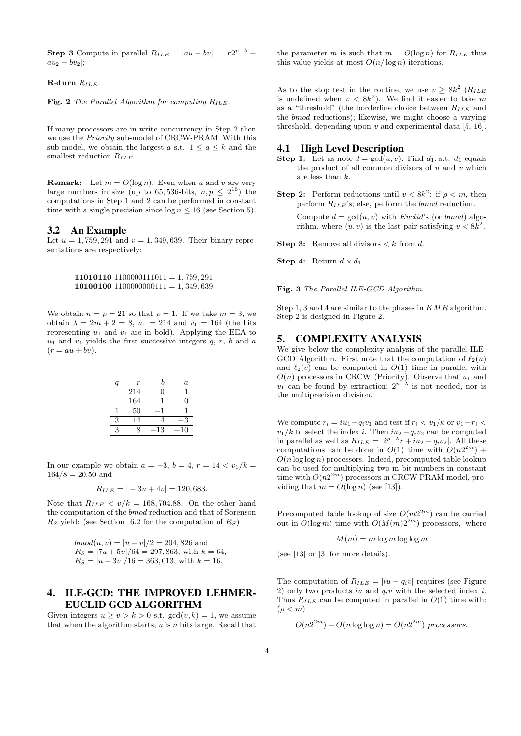**Step 3** Compute in parallel $R_{ILE} = |au - bv| = |r2^{p-\lambda} + au_2 - bv_2|$;

**Return** $R_{ILE}$.

**Fig. 2** *The Parallel Algorithm for computing* $R_{ILE}$.

If many processors are in write concurrency in Step 2 then we use the *Priority* sub-model of CRCW-PRAM. With this sub-model, we obtain the largest $a$ s.t. $1 \leq a \leq k$ and the smallest reduction $R_{ILE}$.

**Remark:** Let $m = O(\log n)$. Even when $u$ and $v$ are very large numbers in size (up to 65,536-bits, $n, p \leq 2^{16}$) the computations in Step 1 and 2 can be performed in constant time with a single precision since $\log n \leq 16$ (see Section 5).

## 3.2 An Example

Let $u = 1,759,291$ and $v = 1,349,639$. Their binary representations are respectively:

**11010110** 1100000111011 = 1,759,291
**10100100** 1100000000111 = 1,349,639

We obtain $n = p = 21$ so that $\rho = 1$. If we take $m = 3$, we obtain $\lambda = 2m + 2 = 8$, $u_1 = 214$ and $v_1 = 164$ (the bits representing $u_1$ and $v_1$ are in bold). Applying the EEA to $u_1$ and $v_1$ yields the first successive integers $q$, $r$, $b$ and $a$ ($r = au + bv$).

| $q$ | $r$ | $b$ | $a$ |
|---|---|---|---|
| | 214 | 0 | 1 |
| | 164 | 1 | 0 |
| 1 | 50 | $-1$ | 1 |
| 3 | 14 | 4 | $-3$ |
| 3 | 8 | $-13$ | $+10$ |

In our example we obtain $a = -3$, $b = 4$, $r = 14 < v_1/k = 164/8 = 20.50$ and

$$R_{ILE} = |-3u + 4v| = 120,683.$$

Note that $R_{ILE} < v/k = 168,704.88$. On the other hand the computation of the *bmod* reduction and that of Sorenson $R_S$ yield: (see Section 6.2 for the computation of $R_S$)

$bmod(u, v) = |u - v|/2 = 204,826$ and
$R_S = |7u + 5v|/64 = 297,863$, with $k = 64$,
$R_S = |u + 3v|/16 = 363,013$, with $k = 16$.

# 4. ILE-GCD: THE IMPROVED LEHMER-EUCLID GCD ALGORITHM

Given integers $u \geq v > k > 0$ s.t. $\gcd(v, k) = 1$, we assume that when the algorithm starts, $u$ is $n$ bits large. Recall that the parameter $m$ is such that $m = O(\log n)$ for $R_{ILE}$ thus this value yields at most $O(n/\log n)$ iterations.

As to the stop test in the routine, we use $v \geq 8k^2$ ($R_{ILE}$ is undefined when $v < 8k^2$). We find it easier to take $m$ as a "threshold" (the borderline choice between $R_{ILE}$ and the *bmod* reductions); likewise, we might choose a varying threshold, depending upon $v$ and experimental data [5, 16].

## 4.1 High Level Description

**Step 1:** Let us note $d = \gcd(u, v)$. Find $d_1$, s.t. $d_1$ equals the product of all common divisors of $u$ and $v$ which are less than $k$.

**Step 2:** Perform reductions until $v < 8k^2$: if $\rho < m$, then perform $R_{ILE}$'s; else, perform the *bmod* reduction.

Compute $d = \gcd(u, v)$ with *Euclid*'s (or *bmod*) algorithm, where $(u, v)$ is the last pair satisfying $v < 8k^2$.

**Step 3:** Remove all divisors $< k$ from $d$.

**Step 4:** Return $d \times d_1$.

**Fig. 3** *The Parallel ILE-GCD Algorithm.*

Step 1, 3 and 4 are similar to the phases in $KMR$ algorithm. Step 2 is designed in Figure 2.

# 5. COMPLEXITY ANALYSIS

We give below the complexity analysis of the parallel ILE-GCD Algorithm. First note that the computation of $\ell_2(u)$ and $\ell_2(v)$ can be computed in $O(1)$ time in parallel with $O(n)$ processors in CRCW (Priority). Observe that $u_1$ and $v_1$ can be found by extraction; $2^{p-\lambda}$ is not needed, nor is the multiprecision division.

We compute $r_i = iu_1 - q_i v_1$ and test if $r_i < v_1/k$ or $v_1 - r_i < v_1/k$ to select the index $i$. Then $iu_2 - q_i v_2$ can be computed in parallel as well as $R_{ILE} = |2^{p-\lambda}r + iu_2 - q_i v_2|$. All these computations can be done in $O(1)$ time with $O(n2^{2m}) + O(n \log\log n)$ processors. Indeed, precomputed table lookup can be used for multiplying two m-bit numbers in constant time with $O(n2^{2m})$ processors in CRCW PRAM model, providing that $m = O(\log n)$ (see [13]).

Precomputed table lookup of size $O(m2^{2m})$ can be carried out in $O(\log m)$ time with $O(M(m)2^{2m})$ processors, where

$$M(m) = m \log m \log\log m$$

(see [13] or [3] for more details).

The computation of $R_{ILE} = |iu - q_i v|$ requires (see Figure 2) only two products $iu$ and $q_i v$ with the selected index $i$. Thus $R_{ILE}$ can be computed in parallel in $O(1)$ time with: ($\rho < m$)

$$O(n2^{2m}) + O(n \log\log n) = O(n2^{2m}) \textit{ processors}.$$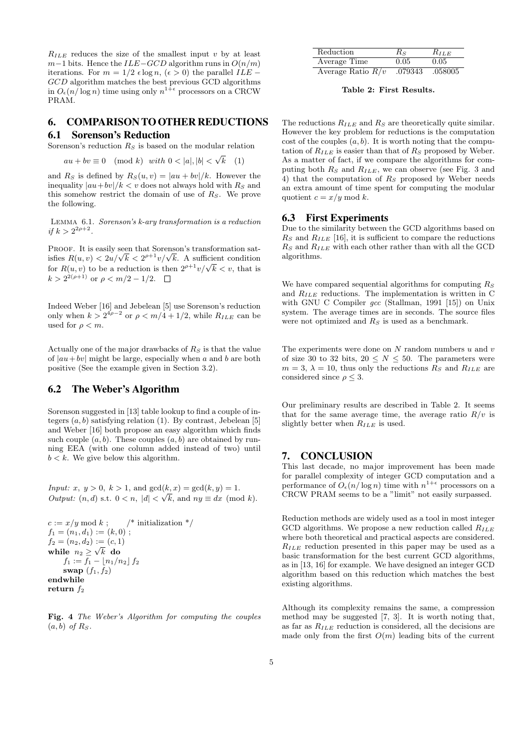$R_{ILE}$ reduces the size of the smallest input $v$ by at least $m-1$ bits. Hence the $ILE-GCD$ algorithm runs in $O(n/m)$ iterations. For $m = 1/2\ \epsilon \log n$, $(\epsilon > 0)$ the parallel $ILE-GCD$ algorithm matches the best previous GCD algorithms in $O_\epsilon(n/\log n)$ time using only $n^{1+\epsilon}$ processors on a CRCW PRAM.

# 6. COMPARISON TO OTHER REDUCTIONS

## 6.1 Sorenson's Reduction

Sorenson's reduction $R_S$ is based on the modular relation

$$au + bv \equiv 0 \pmod k \quad with\ 0 < |a|, |b| < \sqrt{k} \quad (1)$$

and $R_S$ is defined by $R_S(u, v) = |au + bv|/k$. However the inequality $|au+bv|/k < v$ does not always hold with $R_S$ and this somehow restrict the domain of use of $R_S$. We prove the following.

Lemma 6.1. *Sorenson's k-ary transformation is a reduction if $k > 2^{2\rho+2}$.*

Proof. It is easily seen that Sorenson's transformation satisfies $R(u, v) < 2u/\sqrt{k} < 2^{\rho+1}v/\sqrt{k}$. A sufficient condition for $R(u, v)$ to be a reduction is then $2^{\rho+1}v/\sqrt{k} < v$, that is $k > 2^{2(\rho+1)}$ or $\rho < m/2 - 1/2$. □

Indeed Weber [16] and Jebelean [5] use Sorenson's reduction only when $k > 2^{4\rho-2}$ or $\rho < m/4 + 1/2$, while $R_{ILE}$ can be used for $\rho < m$.

Actually one of the major drawbacks of $R_S$ is that the value of $|au+bv|$ might be large, especially when $a$ and $b$ are both positive (See the example given in Section 3.2).

## 6.2 The Weber's Algorithm

Sorenson suggested in [13] table lookup to find a couple of integers $(a, b)$ satisfying relation (1). By contrast, Jebelean [5] and Weber [16] both propose an easy algorithm which finds such couple $(a, b)$. These couples $(a, b)$ are obtained by running EEA (with one column added instead of two) until $b < k$. We give below this algorithm.

*Input:* $x,\ y > 0,\ k > 1$, and $\gcd(k, x) = \gcd(k, y) = 1$.
*Output:* $(n, d)$ s.t. $0 < n,\ |d| < \sqrt{k}$, and $ny \equiv dx \pmod k$.

$c := x/y \bmod k$ ;  /* initialization */
$f_1 = (n_1, d_1) := (k, 0)$ ;
$f_2 = (n_2, d_2) := (c, 1)$
**while** $n_2 \geq \sqrt{k}$ **do**
  $f_1 := f_1 - \lfloor n_1/n_2 \rfloor f_2$
  **swap** $(f_1, f_2)$
**endwhile**
**return** $f_2$

**Fig. 4** *The Weber's Algorithm for computing the couples $(a, b)$ of $R_S$.*

| Reduction | $R_S$ | $R_{ILE}$ |
|---|---|---|
| Average Time | 0.05 | 0.05 |
| Average Ratio $R/v$ | .079343 | .058005 |

**Table 2: First Results.**

The reductions $R_{ILE}$ and $R_S$ are theoretically quite similar. However the key problem for reductions is the computation cost of the couples $(a, b)$. It is worth noting that the computation of $R_{ILE}$ is easier than that of $R_S$ proposed by Weber. As a matter of fact, if we compare the algorithms for computing both $R_S$ and $R_{ILE}$, we can observe (see Fig. 3 and 4) that the computation of $R_S$ proposed by Weber needs an extra amount of time spent for computing the modular quotient $c = x/y \bmod k$.

## 6.3 First Experiments

Due to the similarity between the GCD algorithms based on $R_S$ and $R_{ILE}$ [16], it is sufficient to compare the reductions $R_S$ and $R_{ILE}$ with each other rather than with all the GCD algorithms.

We have compared sequential algorithms for computing $R_S$ and $R_{ILE}$ reductions. The implementation is written in C with GNU C Compiler *gcc* (Stallman, 1991 [15]) on Unix system. The average times are in seconds. The source files were not optimized and $R_S$ is used as a benchmark.

The experiments were done on $N$ random numbers $u$ and $v$ of size 30 to 32 bits, $20 \leq N \leq 50$. The parameters were $m = 3$, $\lambda = 10$, thus only the reductions $R_S$ and $R_{ILE}$ are considered since $\rho \leq 3$.

Our preliminary results are described in Table 2. It seems that for the same average time, the average ratio $R/v$ is slightly better when $R_{ILE}$ is used.

# 7. CONCLUSION

This last decade, no major improvement has been made for parallel complexity of integer GCD computation and a performance of $O_\epsilon(n/\log n)$ time with $n^{1+\epsilon}$ processors on a CRCW PRAM seems to be a "limit" not easily surpassed.

Reduction methods are widely used as a tool in most integer GCD algorithms. We propose a new reduction called $R_{ILE}$ where both theoretical and practical aspects are considered. $R_{ILE}$ reduction presented in this paper may be used as a basic transformation for the best current GCD algorithms, as in [13, 16] for example. We have designed an integer GCD algorithm based on this reduction which matches the best existing algorithms.

Although its complexity remains the same, a compression method may be suggested [7, 3]. It is worth noting that, as far as $R_{ILE}$ reduction is considered, all the decisions are made only from the first $O(m)$ leading bits of the current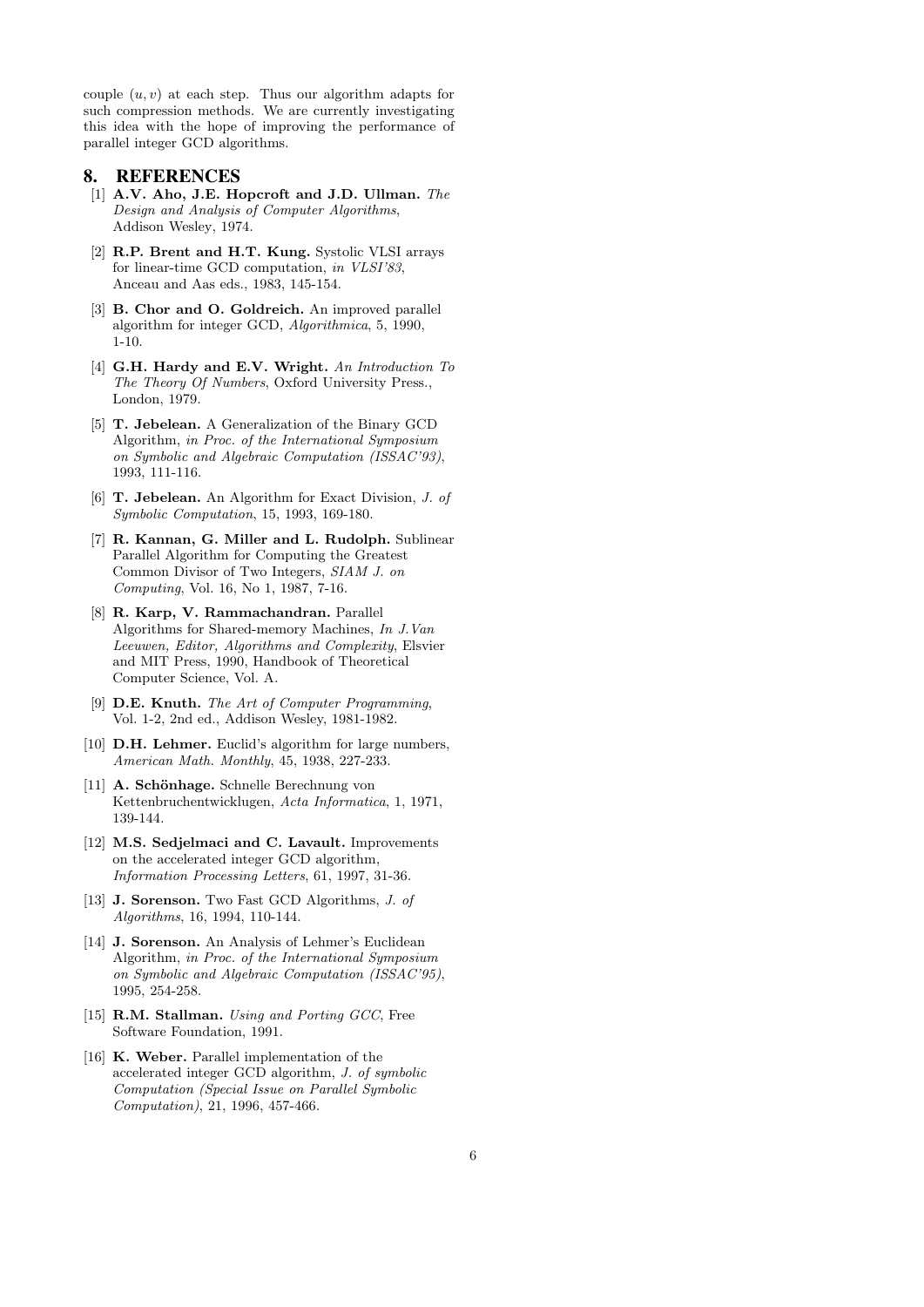couple $(u, v)$ at each step. Thus our algorithm adapts for such compression methods. We are currently investigating this idea with the hope of improving the performance of parallel integer GCD algorithms.

## 8. REFERENCES

[1] **A.V. Aho, J.E. Hopcroft and J.D. Ullman.** *The Design and Analysis of Computer Algorithms*, Addison Wesley, 1974.

[2] **R.P. Brent and H.T. Kung.** Systolic VLSI arrays for linear-time GCD computation, *in VLSI'83*, Anceau and Aas eds., 1983, 145-154.

[3] **B. Chor and O. Goldreich.** An improved parallel algorithm for integer GCD, *Algorithmica*, 5, 1990, 1-10.

[4] **G.H. Hardy and E.V. Wright.** *An Introduction To The Theory Of Numbers*, Oxford University Press., London, 1979.

[5] **T. Jebelean.** A Generalization of the Binary GCD Algorithm, *in Proc. of the International Symposium on Symbolic and Algebraic Computation (ISSAC'93)*, 1993, 111-116.

[6] **T. Jebelean.** An Algorithm for Exact Division, *J. of Symbolic Computation*, 15, 1993, 169-180.

[7] **R. Kannan, G. Miller and L. Rudolph.** Sublinear Parallel Algorithm for Computing the Greatest Common Divisor of Two Integers, *SIAM J. on Computing*, Vol. 16, No 1, 1987, 7-16.

[8] **R. Karp, V. Rammachandran.** Parallel Algorithms for Shared-memory Machines, *In J.Van Leeuwen, Editor, Algorithms and Complexity*, Elsvier and MIT Press, 1990, Handbook of Theoretical Computer Science, Vol. A.

[9] **D.E. Knuth.** *The Art of Computer Programming*, Vol. 1-2, 2nd ed., Addison Wesley, 1981-1982.

[10] **D.H. Lehmer.** Euclid's algorithm for large numbers, *American Math. Monthly*, 45, 1938, 227-233.

[11] **A. Schönhage.** Schnelle Berechnung von Kettenbruchentwicklugen, *Acta Informatica*, 1, 1971, 139-144.

[12] **M.S. Sedjelmaci and C. Lavault.** Improvements on the accelerated integer GCD algorithm, *Information Processing Letters*, 61, 1997, 31-36.

[13] **J. Sorenson.** Two Fast GCD Algorithms, *J. of Algorithms*, 16, 1994, 110-144.

[14] **J. Sorenson.** An Analysis of Lehmer's Euclidean Algorithm, *in Proc. of the International Symposium on Symbolic and Algebraic Computation (ISSAC'95)*, 1995, 254-258.

[15] **R.M. Stallman.** *Using and Porting GCC*, Free Software Foundation, 1991.

[16] **K. Weber.** Parallel implementation of the accelerated integer GCD algorithm, *J. of symbolic Computation (Special Issue on Parallel Symbolic Computation)*, 21, 1996, 457-466.